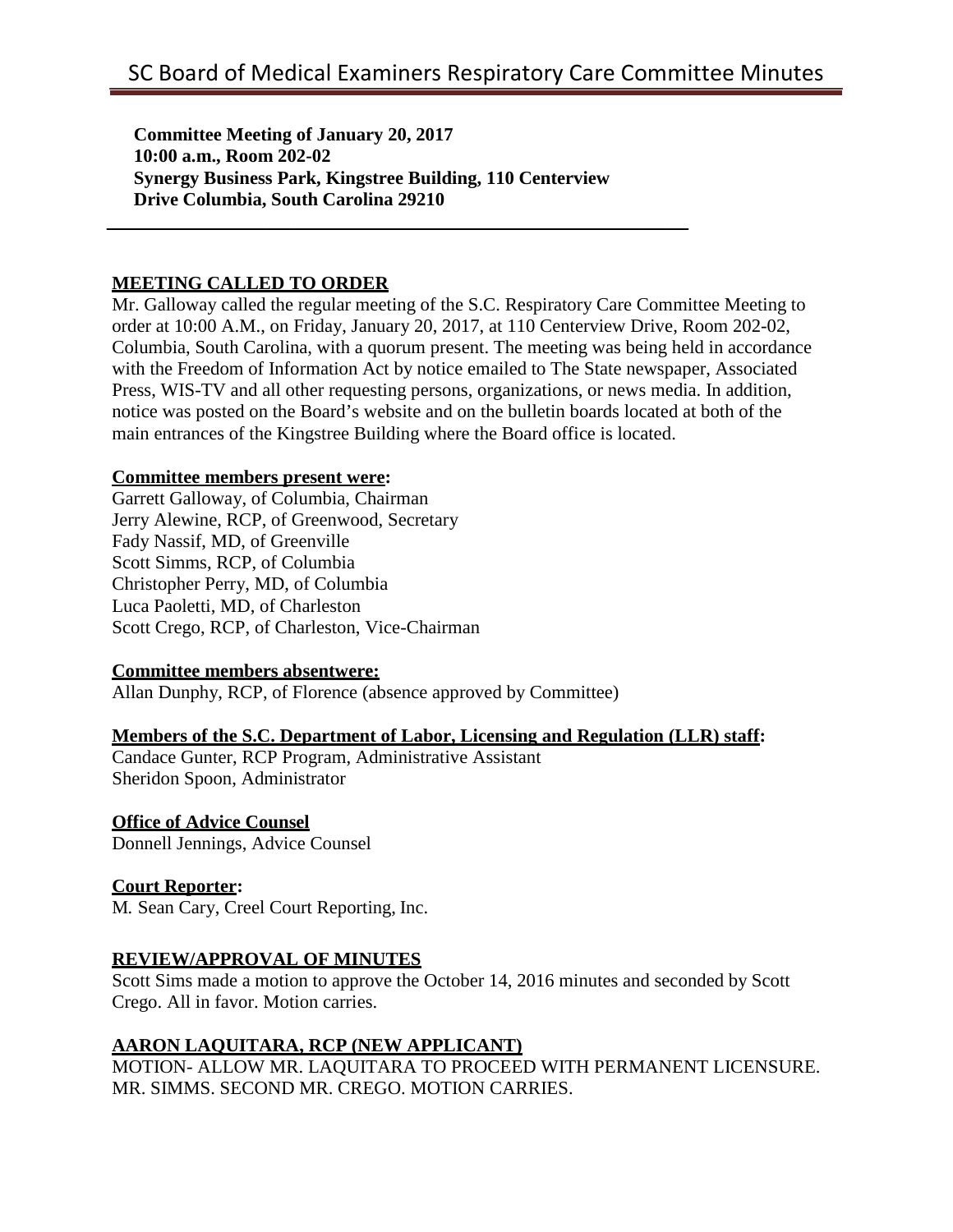# SC Board of Medical Examiners Respiratory Care Committee Minutes

**Committee Meeting of January 20, 2017**
**10:00 a.m., Room 202-02**
**Synergy Business Park, Kingstree Building, 110 Centerview Drive Columbia, South Carolina 29210**

---

## MEETING CALLED TO ORDER

Mr. Galloway called the regular meeting of the S.C. Respiratory Care Committee Meeting to order at 10:00 A.M., on Friday, January 20, 2017, at 110 Centerview Drive, Room 202-02, Columbia, South Carolina, with a quorum present. The meeting was being held in accordance with the Freedom of Information Act by notice emailed to The State newspaper, Associated Press, WIS-TV and all other requesting persons, organizations, or news media. In addition, notice was posted on the Board's website and on the bulletin boards located at both of the main entrances of the Kingstree Building where the Board office is located.

**Committee members present were:**

Garrett Galloway, of Columbia, Chairman
Jerry Alewine, RCP, of Greenwood, Secretary
Fady Nassif, MD, of Greenville
Scott Simms, RCP, of Columbia
Christopher Perry, MD, of Columbia
Luca Paoletti, MD, of Charleston
Scott Crego, RCP, of Charleston, Vice-Chairman

**Committee members absentwere:**

Allan Dunphy, RCP, of Florence (absence approved by Committee)

**Members of the S.C. Department of Labor, Licensing and Regulation (LLR) staff:**

Candace Gunter, RCP Program, Administrative Assistant
Sheridon Spoon, Administrator

**Office of Advice Counsel**

Donnell Jennings, Advice Counsel

**Court Reporter:**

M. Sean Cary, Creel Court Reporting, Inc.

## REVIEW/APPROVAL OF MINUTES

Scott Sims made a motion to approve the October 14, 2016 minutes and seconded by Scott Crego. All in favor. Motion carries.

## AARON LAQUITARA, RCP (NEW APPLICANT)

MOTION- ALLOW MR. LAQUITARA TO PROCEED WITH PERMANENT LICENSURE. MR. SIMMS. SECOND MR. CREGO. MOTION CARRIES.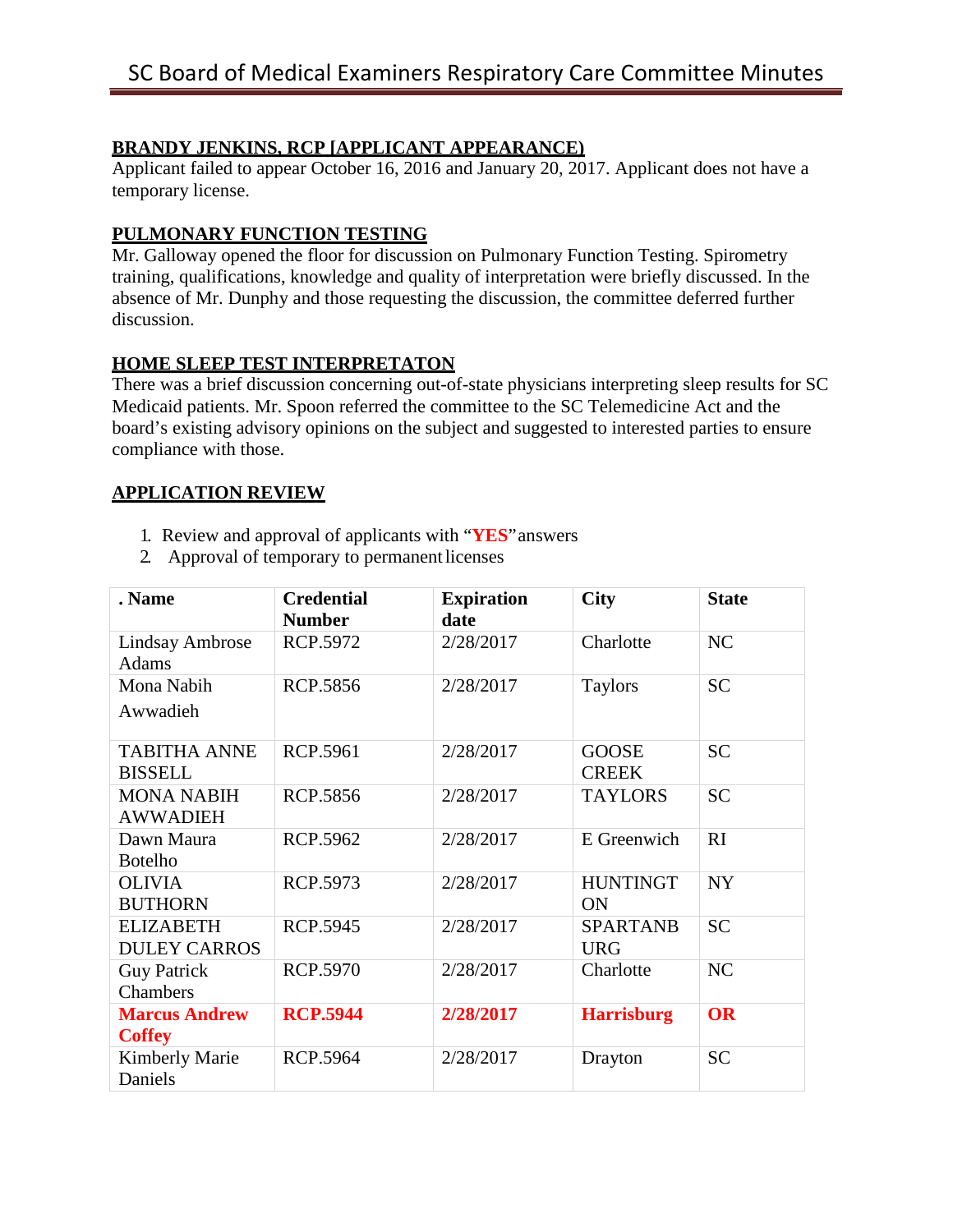## BRANDY JENKINS, RCP [APPLICANT APPEARANCE)

Applicant failed to appear October 16, 2016 and January 20, 2017. Applicant does not have a temporary license.

## PULMONARY FUNCTION TESTING

Mr. Galloway opened the floor for discussion on Pulmonary Function Testing. Spirometry training, qualifications, knowledge and quality of interpretation were briefly discussed. In the absence of Mr. Dunphy and those requesting the discussion, the committee deferred further discussion.

## HOME SLEEP TEST INTERPRETATON

There was a brief discussion concerning out-of-state physicians interpreting sleep results for SC Medicaid patients. Mr. Spoon referred the committee to the SC Telemedicine Act and the board's existing advisory opinions on the subject and suggested to interested parties to ensure compliance with those.

## APPLICATION REVIEW

1. Review and approval of applicants with "**YES**" answers
2. Approval of temporary to permanent licenses

| . Name | Credential Number | Expiration date | City | State |
|---|---|---|---|---|
| Lindsay Ambrose Adams | RCP.5972 | 2/28/2017 | Charlotte | NC |
| Mona Nabih Awwadieh | RCP.5856 | 2/28/2017 | Taylors | SC |
| TABITHA ANNE BISSELL | RCP.5961 | 2/28/2017 | GOOSE CREEK | SC |
| MONA NABIH AWWADIEH | RCP.5856 | 2/28/2017 | TAYLORS | SC |
| Dawn Maura Botelho | RCP.5962 | 2/28/2017 | E Greenwich | RI |
| OLIVIA BUTHORN | RCP.5973 | 2/28/2017 | HUNTINGTON | NY |
| ELIZABETH DULEY CARROS | RCP.5945 | 2/28/2017 | SPARTANBURG | SC |
| Guy Patrick Chambers | RCP.5970 | 2/28/2017 | Charlotte | NC |
| **Marcus Andrew Coffey** | **RCP.5944** | **2/28/2017** | **Harrisburg** | **OR** |
| Kimberly Marie Daniels | RCP.5964 | 2/28/2017 | Drayton | SC |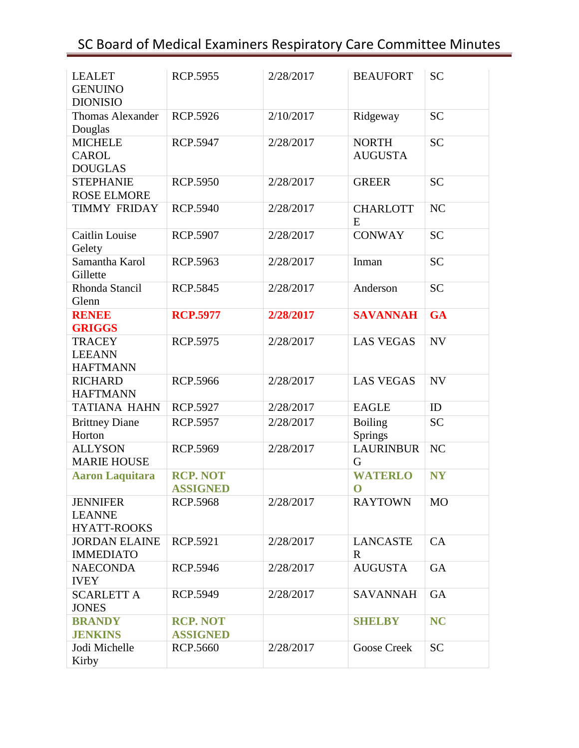| | | | | |
|---|---|---|---|---|
| LEALET GENUINO DIONISIO | RCP.5955 | 2/28/2017 | BEAUFORT | SC |
| Thomas Alexander Douglas | RCP.5926 | 2/10/2017 | Ridgeway | SC |
| MICHELE CAROL DOUGLAS | RCP.5947 | 2/28/2017 | NORTH AUGUSTA | SC |
| STEPHANIE ROSE ELMORE | RCP.5950 | 2/28/2017 | GREER | SC |
| TIMMY FRIDAY | RCP.5940 | 2/28/2017 | CHARLOTTE | NC |
| Caitlin Louise Gelety | RCP.5907 | 2/28/2017 | CONWAY | SC |
| Samantha Karol Gillette | RCP.5963 | 2/28/2017 | Inman | SC |
| Rhonda Stancil Glenn | RCP.5845 | 2/28/2017 | Anderson | SC |
| **RENEE GRIGGS** | **RCP.5977** | **2/28/2017** | **SAVANNAH** | **GA** |
| TRACEY LEEANN HAFTMANN | RCP.5975 | 2/28/2017 | LAS VEGAS | NV |
| RICHARD HAFTMANN | RCP.5966 | 2/28/2017 | LAS VEGAS | NV |
| TATIANA HAHN | RCP.5927 | 2/28/2017 | EAGLE | ID |
| Brittney Diane Horton | RCP.5957 | 2/28/2017 | Boiling Springs | SC |
| ALLYSON MARIE HOUSE | RCP.5969 | 2/28/2017 | LAURINBURG | NC |
| **Aaron Laquitara** | **RCP. NOT ASSIGNED** | | **WATERLOO** | **NY** |
| JENNIFER LEANNE HYATT-ROOKS | RCP.5968 | 2/28/2017 | RAYTOWN | MO |
| JORDAN ELAINE IMMEDIATO | RCP.5921 | 2/28/2017 | LANCASTER | CA |
| NAECONDA IVEY | RCP.5946 | 2/28/2017 | AUGUSTA | GA |
| SCARLETT A JONES | RCP.5949 | 2/28/2017 | SAVANNAH | GA |
| **BRANDY JENKINS** | **RCP. NOT ASSIGNED** | | **SHELBY** | **NC** |
| Jodi Michelle Kirby | RCP.5660 | 2/28/2017 | Goose Creek | SC |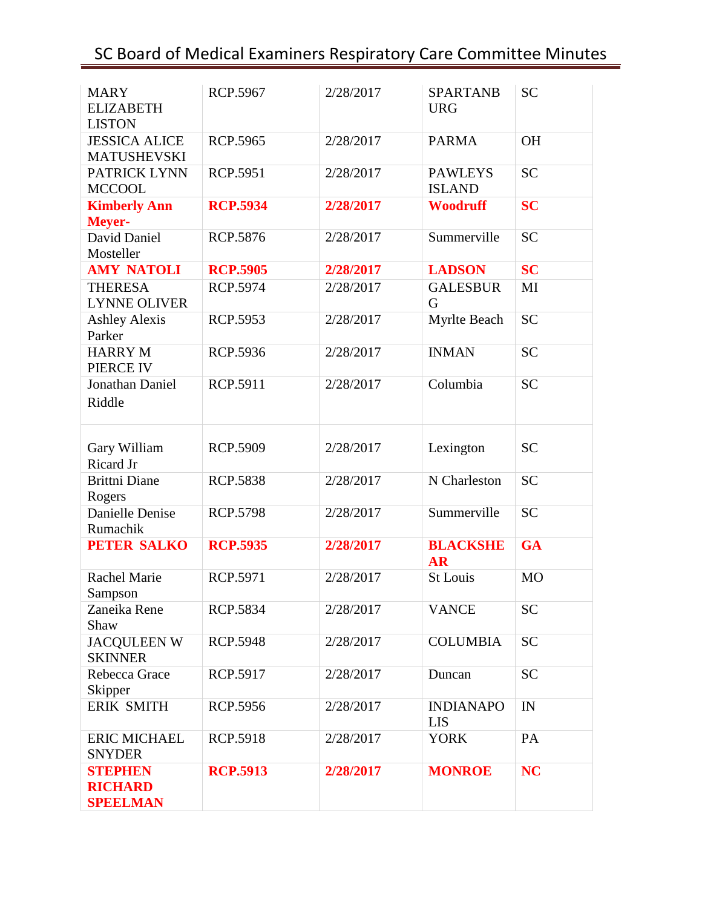| | | | | |
|---|---|---|---|---|
| MARY ELIZABETH LISTON | RCP.5967 | 2/28/2017 | SPARTANBURG | SC |
| JESSICA ALICE MATUSHEVSKI | RCP.5965 | 2/28/2017 | PARMA | OH |
| PATRICK LYNN MCCOOL | RCP.5951 | 2/28/2017 | PAWLEYS ISLAND | SC |
| **Kimberly Ann Meyer-** | **RCP.5934** | **2/28/2017** | **Woodruff** | **SC** |
| David Daniel Mosteller | RCP.5876 | 2/28/2017 | Summerville | SC |
| **AMY NATOLI** | **RCP.5905** | **2/28/2017** | **LADSON** | **SC** |
| THERESA LYNNE OLIVER | RCP.5974 | 2/28/2017 | GALESBURG | MI |
| Ashley Alexis Parker | RCP.5953 | 2/28/2017 | Myrlte Beach | SC |
| HARRY M PIERCE IV | RCP.5936 | 2/28/2017 | INMAN | SC |
| Jonathan Daniel Riddle | RCP.5911 | 2/28/2017 | Columbia | SC |
| Gary William Ricard Jr | RCP.5909 | 2/28/2017 | Lexington | SC |
| Brittni Diane Rogers | RCP.5838 | 2/28/2017 | N Charleston | SC |
| Danielle Denise Rumachik | RCP.5798 | 2/28/2017 | Summerville | SC |
| **PETER SALKO** | **RCP.5935** | **2/28/2017** | **BLACKSHEAR** | **GA** |
| Rachel Marie Sampson | RCP.5971 | 2/28/2017 | St Louis | MO |
| Zaneika Rene Shaw | RCP.5834 | 2/28/2017 | VANCE | SC |
| JACQULEEN W SKINNER | RCP.5948 | 2/28/2017 | COLUMBIA | SC |
| Rebecca Grace Skipper | RCP.5917 | 2/28/2017 | Duncan | SC |
| ERIK SMITH | RCP.5956 | 2/28/2017 | INDIANAPOLIS | IN |
| ERIC MICHAEL SNYDER | RCP.5918 | 2/28/2017 | YORK | PA |
| **STEPHEN RICHARD SPEELMAN** | **RCP.5913** | **2/28/2017** | **MONROE** | **NC** |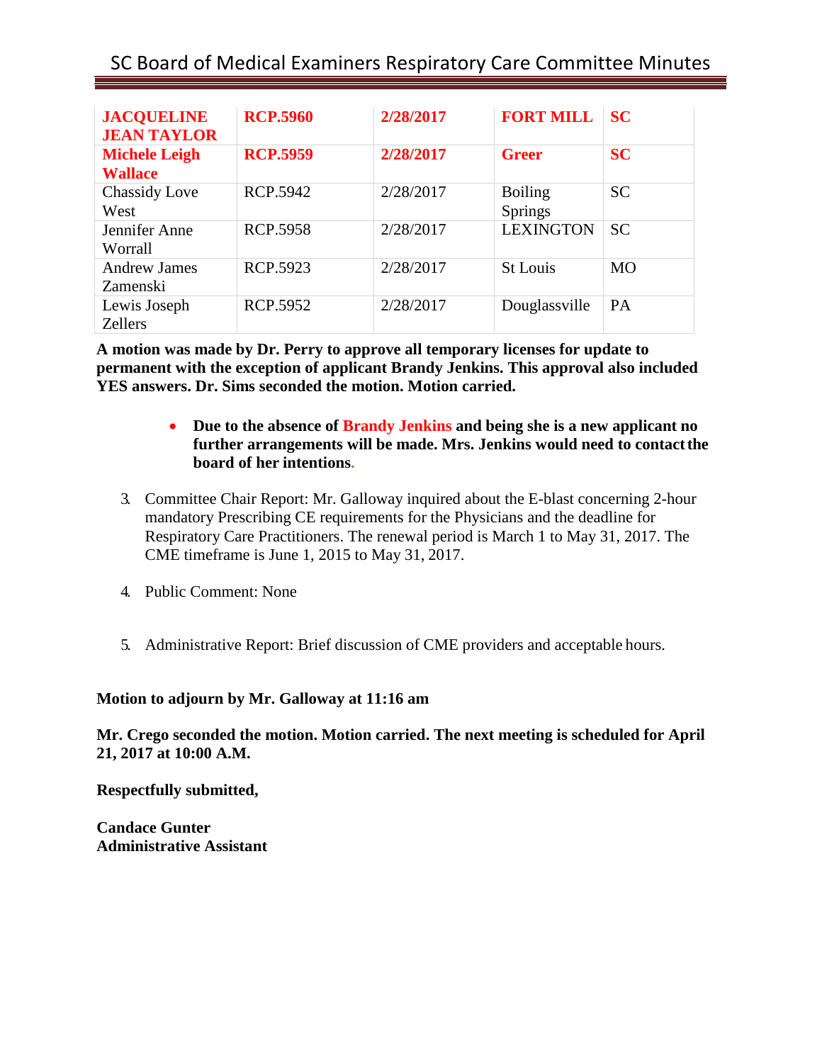| | | | | |
|---|---|---|---|---|
| **JACQUELINE JEAN TAYLOR** | **RCP.5960** | **2/28/2017** | **FORT MILL** | **SC** |
| **Michele Leigh Wallace** | **RCP.5959** | **2/28/2017** | **Greer** | **SC** |
| Chassidy Love West | RCP.5942 | 2/28/2017 | Boiling Springs | SC |
| Jennifer Anne Worrall | RCP.5958 | 2/28/2017 | LEXINGTON | SC |
| Andrew James Zamenski | RCP.5923 | 2/28/2017 | St Louis | MO |
| Lewis Joseph Zellers | RCP.5952 | 2/28/2017 | Douglassville | PA |

**A motion was made by Dr. Perry to approve all temporary licenses for update to permanent with the exception of applicant Brandy Jenkins. This approval also included YES answers. Dr. Sims seconded the motion. Motion carried.**

- **Due to the absence of Brandy Jenkins and being she is a new applicant no further arrangements will be made. Mrs. Jenkins would need to contact the board of her intentions.**

3. Committee Chair Report: Mr. Galloway inquired about the E-blast concerning 2-hour mandatory Prescribing CE requirements for the Physicians and the deadline for Respiratory Care Practitioners. The renewal period is March 1 to May 31, 2017. The CME timeframe is June 1, 2015 to May 31, 2017.

4. Public Comment: None

5. Administrative Report: Brief discussion of CME providers and acceptable hours.

**Motion to adjourn by Mr. Galloway at 11:16 am**

**Mr. Crego seconded the motion. Motion carried. The next meeting is scheduled for April 21, 2017 at 10:00 A.M.**

**Respectfully submitted,**

**Candace Gunter**
**Administrative Assistant**